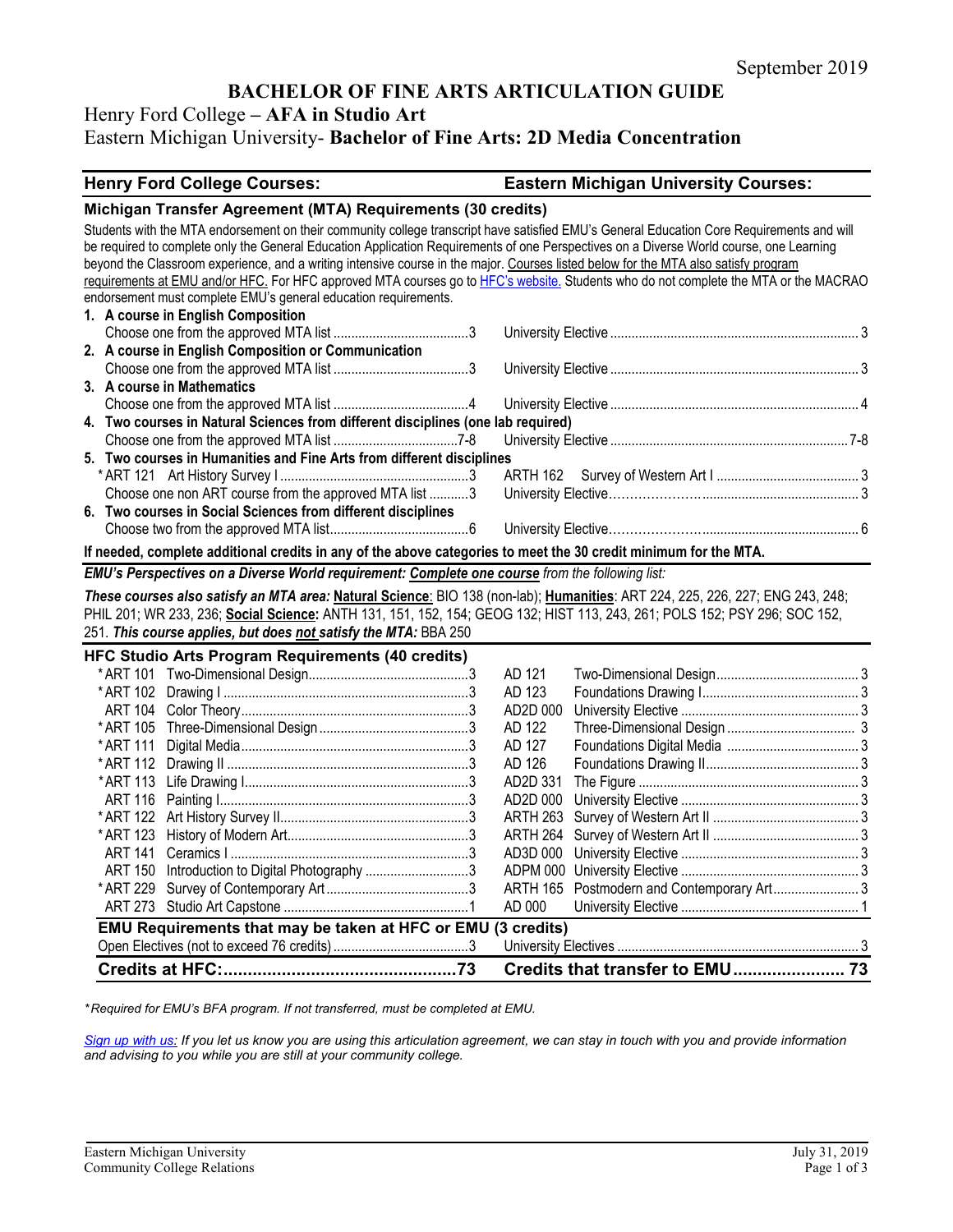September 2019

# BACHELOR OF FINE ARTS ARTICULATION GUIDE

## Henry Ford College – AFA in Studio Art
## Eastern Michigan University- Bachelor of Fine Arts: 2D Media Concentration

| Henry Ford College Courses: | | Eastern Michigan University Courses: | |
|---|---|---|---|
| **Michigan Transfer Agreement (MTA) Requirements (30 credits)** | | | |

Students with the MTA endorsement on their community college transcript have satisfied EMU's General Education Core Requirements and will be required to complete only the General Education Application Requirements of one Perspectives on a Diverse World course, one Learning beyond the Classroom experience, and a writing intensive course in the major. Courses listed below for the MTA also satisfy program requirements at EMU and/or HFC. For HFC approved MTA courses go to HFC's website. Students who do not complete the MTA or the MACRAO endorsement must complete EMU's general education requirements.

| Henry Ford College Courses | Credits | Eastern Michigan University Courses | Credits |
|---|---|---|---|
| **1. A course in English Composition** | | | |
| Choose one from the approved MTA list | 3 | University Elective | 3 |
| **2. A course in English Composition or Communication** | | | |
| Choose one from the approved MTA list | 3 | University Elective | 3 |
| **3. A course in Mathematics** | | | |
| Choose one from the approved MTA list | 4 | University Elective | 4 |
| **4. Two courses in Natural Sciences from different disciplines (one lab required)** | | | |
| Choose one from the approved MTA list | 7-8 | University Elective | 7-8 |
| **5. Two courses in Humanities and Fine Arts from different disciplines** | | | |
| *ART 121 Art History Survey I | 3 | ARTH 162 Survey of Western Art I | 3 |
| Choose one non ART course from the approved MTA list | 3 | University Elective | 3 |
| **6. Two courses in Social Sciences from different disciplines** | | | |
| Choose two from the approved MTA list | 6 | University Elective | 6 |

**If needed, complete additional credits in any of the above categories to meet the 30 credit minimum for the MTA.**

***EMU's Perspectives on a Diverse World requirement: Complete one course** from the following list:*

***These courses also satisfy an MTA area:* Natural Science**: BIO 138 (non-lab); **Humanities**: ART 224, 225, 226, 227; ENG 243, 248; PHIL 201; WR 233, 236; **Social Science:** ANTH 131, 151, 152, 154; GEOG 132; HIST 113, 243, 261; POLS 152; PSY 296; SOC 152, 251. ***This course applies, but does not satisfy the MTA:*** BBA 250

| HFC Studio Arts Program Requirements (40 credits) | | | | | |
|---|---|---|---|---|---|
| *ART 101 | Two-Dimensional Design | 3 | AD 121 | Two-Dimensional Design | 3 |
| *ART 102 | Drawing I | 3 | AD 123 | Foundations Drawing I | 3 |
| ART 104 | Color Theory | 3 | AD2D 000 | University Elective | 3 |
| *ART 105 | Three-Dimensional Design | 3 | AD 122 | Three-Dimensional Design | 3 |
| *ART 111 | Digital Media | 3 | AD 127 | Foundations Digital Media | 3 |
| *ART 112 | Drawing II | 3 | AD 126 | Foundations Drawing II | 3 |
| *ART 113 | Life Drawing I | 3 | AD2D 331 | The Figure | 3 |
| ART 116 | Painting I | 3 | AD2D 000 | University Elective | 3 |
| *ART 122 | Art History Survey II | 3 | ARTH 263 | Survey of Western Art II | 3 |
| *ART 123 | History of Modern Art | 3 | ARTH 264 | Survey of Western Art II | 3 |
| ART 141 | Ceramics I | 3 | AD3D 000 | University Elective | 3 |
| ART 150 | Introduction to Digital Photography | 3 | ADPM 000 | University Elective | 3 |
| *ART 229 | Survey of Contemporary Art | 3 | ARTH 165 | Postmodern and Contemporary Art | 3 |
| ART 273 | Studio Art Capstone | 1 | AD 000 | University Elective | 1 |
| **EMU Requirements that may be taken at HFC or EMU (3 credits)** | | | | | |
| Open Electives (not to exceed 76 credits) | | 3 | | University Electives | 3 |
| **Credits at HFC:** | | **73** | | **Credits that transfer to EMU** | **73** |

**Required for EMU's BFA program. If not transferred, must be completed at EMU.*

*Sign up with us: If you let us know you are using this articulation agreement, we can stay in touch with you and provide information and advising to you while you are still at your community college.*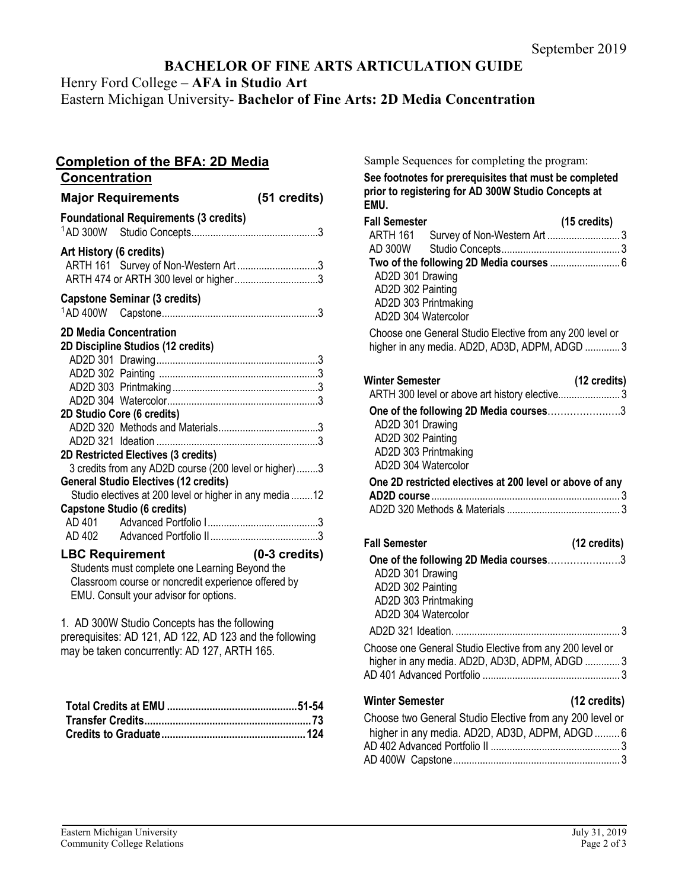September 2019

# BACHELOR OF FINE ARTS ARTICULATION GUIDE

Henry Ford College – **AFA in Studio Art**

Eastern Michigan University- **Bachelor of Fine Arts: 2D Media Concentration**

## Completion of the BFA: 2D Media Concentration

### Major Requirements (51 credits)

**Foundational Requirements (3 credits)**

[1]AD 300W Studio Concepts....3

**Art History (6 credits)**

ARTH 161 Survey of Non-Western Art....3
ARTH 474 or ARTH 300 level or higher....3

**Capstone Seminar (3 credits)**

[1]AD 400W Capstone....3

**2D Media Concentration**

**2D Discipline Studios (12 credits)**

AD2D 301 Drawing....3
AD2D 302 Painting....3
AD2D 303 Printmaking....3
AD2D 304 Watercolor....3

**2D Studio Core (6 credits)**

AD2D 320 Methods and Materials....3
AD2D 321 Ideation....3

**2D Restricted Electives (3 credits)**

3 credits from any AD2D course (200 level or higher)....3

**General Studio Electives (12 credits)**

Studio electives at 200 level or higher in any media....12

**Capstone Studio (6 credits)**

AD 401 Advanced Portfolio I....3
AD 402 Advanced Portfolio II....3

### LBC Requirement (0-3 credits)

Students must complete one Learning Beyond the Classroom course or noncredit experience offered by EMU. Consult your advisor for options.

1. AD 300W Studio Concepts has the following prerequisites: AD 121, AD 122, AD 123 and the following may be taken concurrently: AD 127, ARTH 165.

**Total Credits at EMU....51-54**
**Transfer Credits....73**
**Credits to Graduate....124**

Sample Sequences for completing the program:

**See footnotes for prerequisites that must be completed prior to registering for AD 300W Studio Concepts at EMU.**

**Fall Semester (15 credits)**

ARTH 161 Survey of Non-Western Art....3
AD 300W Studio Concepts....3
**Two of the following 2D Media courses**....6
- AD2D 301 Drawing
- AD2D 302 Painting
- AD2D 303 Printmaking
- AD2D 304 Watercolor

Choose one General Studio Elective from any 200 level or higher in any media. AD2D, AD3D, ADPM, ADGD....3

**Winter Semester (12 credits)**

ARTH 300 level or above art history elective....3
**One of the following 2D Media courses**....3
- AD2D 301 Drawing
- AD2D 302 Painting
- AD2D 303 Printmaking
- AD2D 304 Watercolor

**One 2D restricted electives at 200 level or above of any AD2D course**....3
AD2D 320 Methods & Materials....3

**Fall Semester (12 credits)**

**One of the following 2D Media courses**....3
- AD2D 301 Drawing
- AD2D 302 Painting
- AD2D 303 Printmaking
- AD2D 304 Watercolor

AD2D 321 Ideation....3
Choose one General Studio Elective from any 200 level or higher in any media. AD2D, AD3D, ADPM, ADGD....3
AD 401 Advanced Portfolio....3

**Winter Semester (12 credits)**

Choose two General Studio Elective from any 200 level or higher in any media. AD2D, AD3D, ADPM, ADGD....6
AD 402 Advanced Portfolio II....3
AD 400W Capstone....3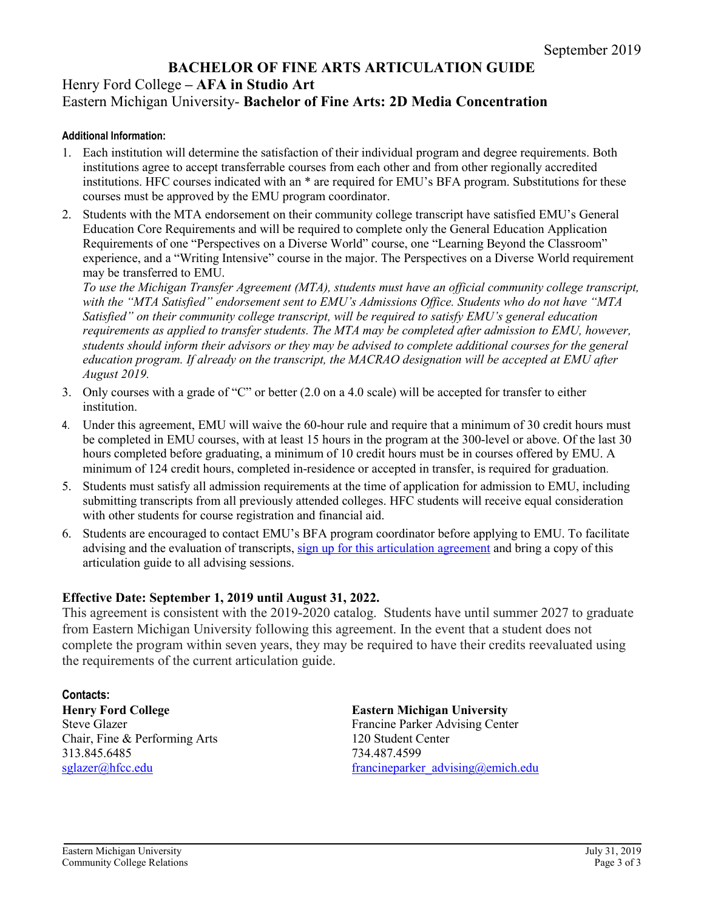September 2019

# BACHELOR OF FINE ARTS ARTICULATION GUIDE

## Henry Ford College – AFA in Studio Art
## Eastern Michigan University- Bachelor of Fine Arts: 2D Media Concentration

**Additional Information:**

1. Each institution will determine the satisfaction of their individual program and degree requirements. Both institutions agree to accept transferrable courses from each other and from other regionally accredited institutions. HFC courses indicated with an * are required for EMU's BFA program. Substitutions for these courses must be approved by the EMU program coordinator.
2. Students with the MTA endorsement on their community college transcript have satisfied EMU's General Education Core Requirements and will be required to complete only the General Education Application Requirements of one "Perspectives on a Diverse World" course, one "Learning Beyond the Classroom" experience, and a "Writing Intensive" course in the major. The Perspectives on a Diverse World requirement may be transferred to EMU.
   *To use the Michigan Transfer Agreement (MTA), students must have an official community college transcript, with the "MTA Satisfied" endorsement sent to EMU's Admissions Office. Students who do not have "MTA Satisfied" on their community college transcript, will be required to satisfy EMU's general education requirements as applied to transfer students. The MTA may be completed after admission to EMU, however, students should inform their advisors or they may be advised to complete additional courses for the general education program. If already on the transcript, the MACRAO designation will be accepted at EMU after August 2019.*
3. Only courses with a grade of "C" or better (2.0 on a 4.0 scale) will be accepted for transfer to either institution.
4. Under this agreement, EMU will waive the 60-hour rule and require that a minimum of 30 credit hours must be completed in EMU courses, with at least 15 hours in the program at the 300-level or above. Of the last 30 hours completed before graduating, a minimum of 10 credit hours must be in courses offered by EMU. A minimum of 124 credit hours, completed in-residence or accepted in transfer, is required for graduation.
5. Students must satisfy all admission requirements at the time of application for admission to EMU, including submitting transcripts from all previously attended colleges. HFC students will receive equal consideration with other students for course registration and financial aid.
6. Students are encouraged to contact EMU's BFA program coordinator before applying to EMU. To facilitate advising and the evaluation of transcripts, [sign up for this articulation agreement]() and bring a copy of this articulation guide to all advising sessions.

**Effective Date: September 1, 2019 until August 31, 2022.**

This agreement is consistent with the 2019-2020 catalog. Students have until summer 2027 to graduate from Eastern Michigan University following this agreement. In the event that a student does not complete the program within seven years, they may be required to have their credits reevaluated using the requirements of the current articulation guide.

**Contacts:**

**Henry Ford College**
Steve Glazer
Chair, Fine & Performing Arts
313.845.6485
sglazer@hfcc.edu

**Eastern Michigan University**
Francine Parker Advising Center
120 Student Center
734.487.4599
francineparker_advising@emich.edu

Eastern Michigan University
Community College Relations

July 31, 2019